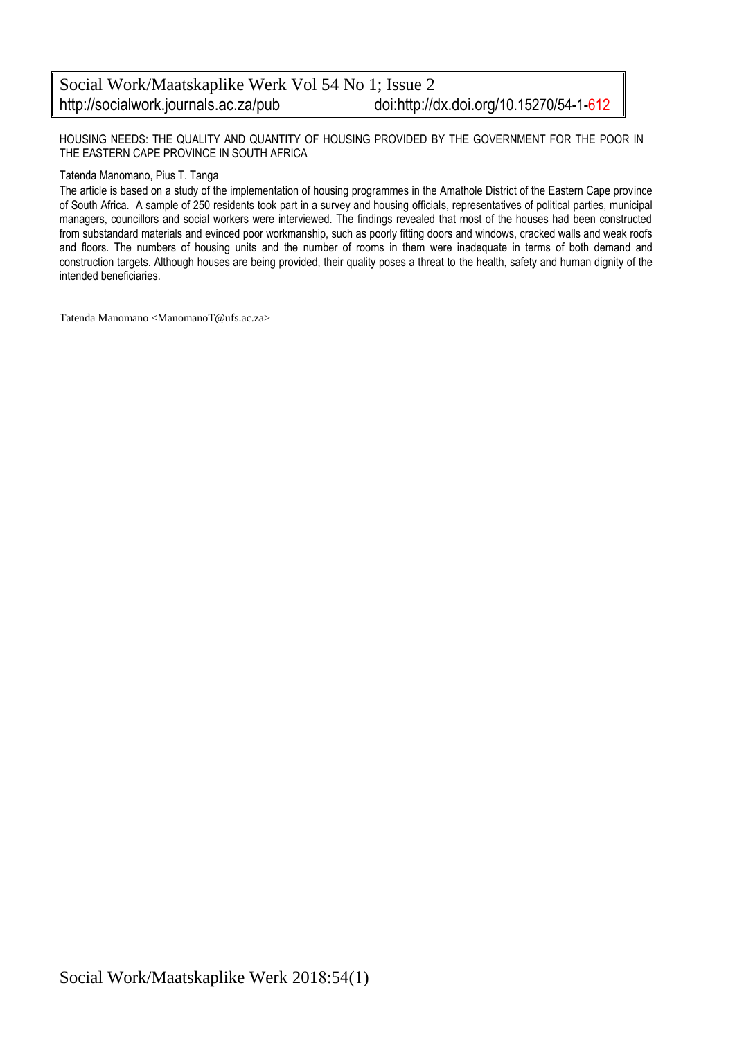Social Work/Maatskaplike Werk Vol 54 No 1; Issue 2
http://socialwork.journals.ac.za/pub doi:http://dx.doi.org/10.15270/54-1-612

# HOUSING NEEDS: THE QUALITY AND QUANTITY OF HOUSING PROVIDED BY THE GOVERNMENT FOR THE POOR IN THE EASTERN CAPE PROVINCE IN SOUTH AFRICA

Tatenda Manomano, Pius T. Tanga

The article is based on a study of the implementation of housing programmes in the Amathole District of the Eastern Cape province of South Africa. A sample of 250 residents took part in a survey and housing officials, representatives of political parties, municipal managers, councillors and social workers were interviewed. The findings revealed that most of the houses had been constructed from substandard materials and evinced poor workmanship, such as poorly fitting doors and windows, cracked walls and weak roofs and floors. The numbers of housing units and the number of rooms in them were inadequate in terms of both demand and construction targets. Although houses are being provided, their quality poses a threat to the health, safety and human dignity of the intended beneficiaries.

Tatenda Manomano <ManomanoT@ufs.ac.za>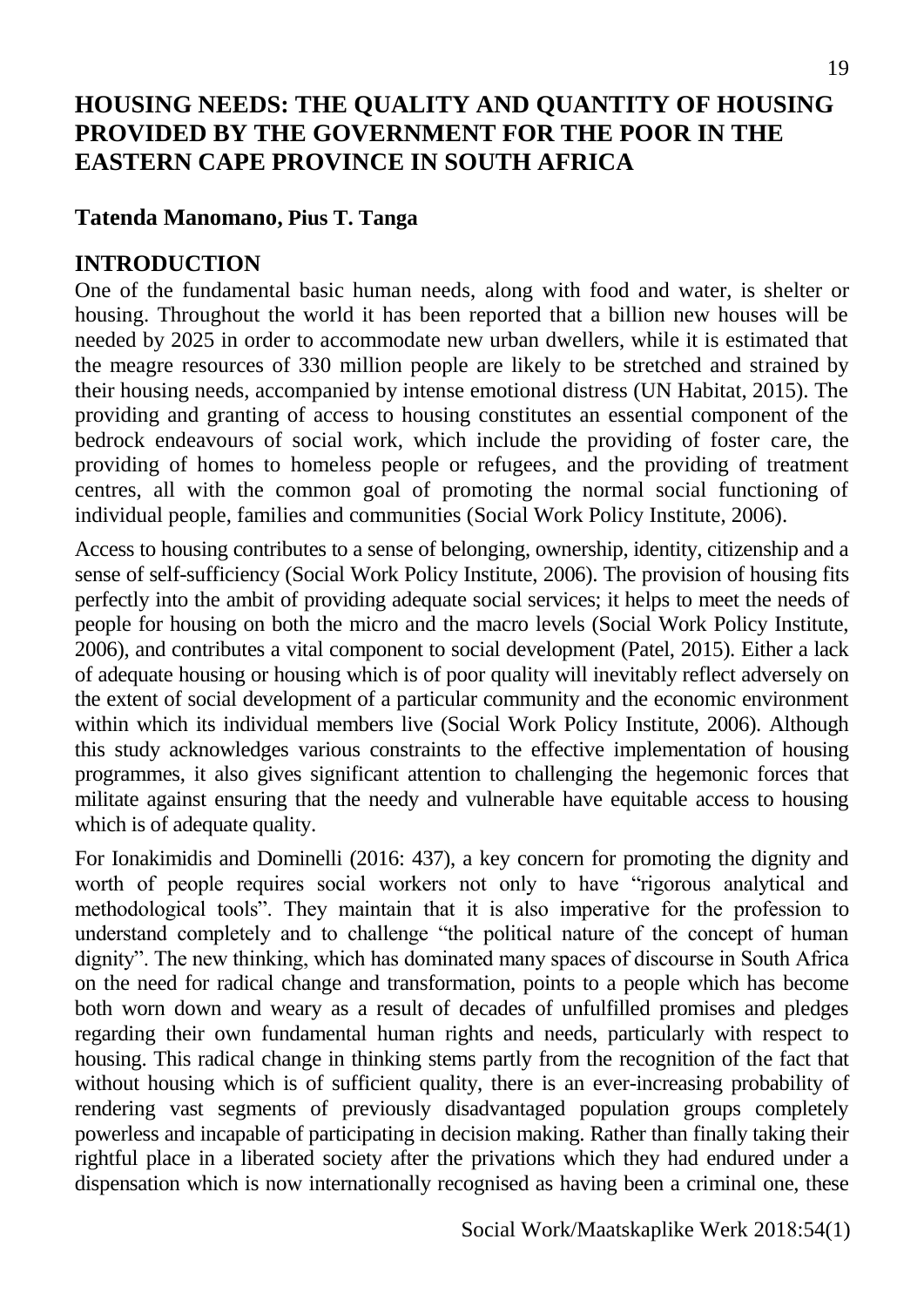# HOUSING NEEDS: THE QUALITY AND QUANTITY OF HOUSING PROVIDED BY THE GOVERNMENT FOR THE POOR IN THE EASTERN CAPE PROVINCE IN SOUTH AFRICA

**Tatenda Manomano, Pius T. Tanga**

## INTRODUCTION

One of the fundamental basic human needs, along with food and water, is shelter or housing. Throughout the world it has been reported that a billion new houses will be needed by 2025 in order to accommodate new urban dwellers, while it is estimated that the meagre resources of 330 million people are likely to be stretched and strained by their housing needs, accompanied by intense emotional distress (UN Habitat, 2015). The providing and granting of access to housing constitutes an essential component of the bedrock endeavours of social work, which include the providing of foster care, the providing of homes to homeless people or refugees, and the providing of treatment centres, all with the common goal of promoting the normal social functioning of individual people, families and communities (Social Work Policy Institute, 2006).

Access to housing contributes to a sense of belonging, ownership, identity, citizenship and a sense of self-sufficiency (Social Work Policy Institute, 2006). The provision of housing fits perfectly into the ambit of providing adequate social services; it helps to meet the needs of people for housing on both the micro and the macro levels (Social Work Policy Institute, 2006), and contributes a vital component to social development (Patel, 2015). Either a lack of adequate housing or housing which is of poor quality will inevitably reflect adversely on the extent of social development of a particular community and the economic environment within which its individual members live (Social Work Policy Institute, 2006). Although this study acknowledges various constraints to the effective implementation of housing programmes, it also gives significant attention to challenging the hegemonic forces that militate against ensuring that the needy and vulnerable have equitable access to housing which is of adequate quality.

For Ionakimidis and Dominelli (2016: 437), a key concern for promoting the dignity and worth of people requires social workers not only to have "rigorous analytical and methodological tools". They maintain that it is also imperative for the profession to understand completely and to challenge "the political nature of the concept of human dignity". The new thinking, which has dominated many spaces of discourse in South Africa on the need for radical change and transformation, points to a people which has become both worn down and weary as a result of decades of unfulfilled promises and pledges regarding their own fundamental human rights and needs, particularly with respect to housing. This radical change in thinking stems partly from the recognition of the fact that without housing which is of sufficient quality, there is an ever-increasing probability of rendering vast segments of previously disadvantaged population groups completely powerless and incapable of participating in decision making. Rather than finally taking their rightful place in a liberated society after the privations which they had endured under a dispensation which is now internationally recognised as having been a criminal one, these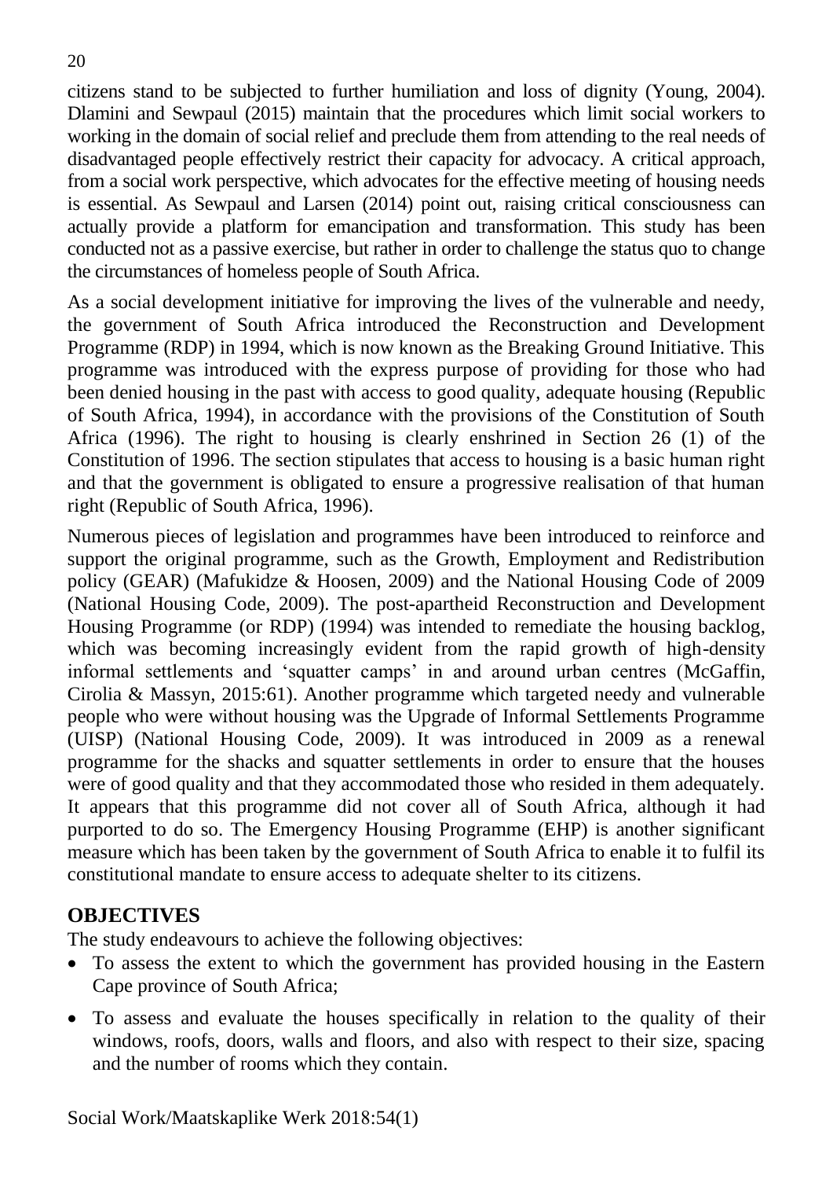citizens stand to be subjected to further humiliation and loss of dignity (Young, 2004). Dlamini and Sewpaul (2015) maintain that the procedures which limit social workers to working in the domain of social relief and preclude them from attending to the real needs of disadvantaged people effectively restrict their capacity for advocacy. A critical approach, from a social work perspective, which advocates for the effective meeting of housing needs is essential. As Sewpaul and Larsen (2014) point out, raising critical consciousness can actually provide a platform for emancipation and transformation. This study has been conducted not as a passive exercise, but rather in order to challenge the status quo to change the circumstances of homeless people of South Africa.

As a social development initiative for improving the lives of the vulnerable and needy, the government of South Africa introduced the Reconstruction and Development Programme (RDP) in 1994, which is now known as the Breaking Ground Initiative. This programme was introduced with the express purpose of providing for those who had been denied housing in the past with access to good quality, adequate housing (Republic of South Africa, 1994), in accordance with the provisions of the Constitution of South Africa (1996). The right to housing is clearly enshrined in Section 26 (1) of the Constitution of 1996. The section stipulates that access to housing is a basic human right and that the government is obligated to ensure a progressive realisation of that human right (Republic of South Africa, 1996).

Numerous pieces of legislation and programmes have been introduced to reinforce and support the original programme, such as the Growth, Employment and Redistribution policy (GEAR) (Mafukidze & Hoosen, 2009) and the National Housing Code of 2009 (National Housing Code, 2009). The post-apartheid Reconstruction and Development Housing Programme (or RDP) (1994) was intended to remediate the housing backlog, which was becoming increasingly evident from the rapid growth of high-density informal settlements and 'squatter camps' in and around urban centres (McGaffin, Cirolia & Massyn, 2015:61). Another programme which targeted needy and vulnerable people who were without housing was the Upgrade of Informal Settlements Programme (UISP) (National Housing Code, 2009). It was introduced in 2009 as a renewal programme for the shacks and squatter settlements in order to ensure that the houses were of good quality and that they accommodated those who resided in them adequately. It appears that this programme did not cover all of South Africa, although it had purported to do so. The Emergency Housing Programme (EHP) is another significant measure which has been taken by the government of South Africa to enable it to fulfil its constitutional mandate to ensure access to adequate shelter to its citizens.

## OBJECTIVES

The study endeavours to achieve the following objectives:

- To assess the extent to which the government has provided housing in the Eastern Cape province of South Africa;
- To assess and evaluate the houses specifically in relation to the quality of their windows, roofs, doors, walls and floors, and also with respect to their size, spacing and the number of rooms which they contain.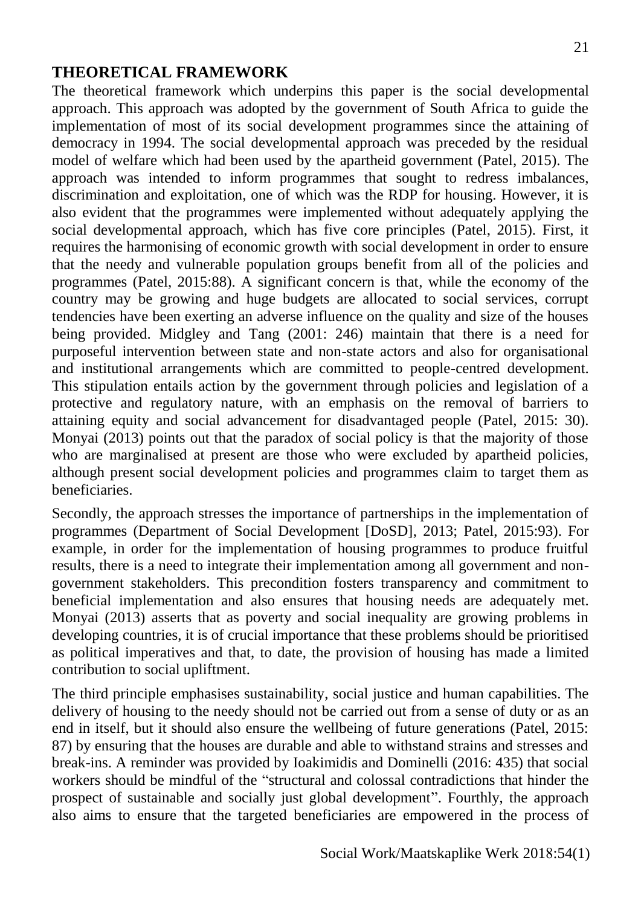## THEORETICAL FRAMEWORK

The theoretical framework which underpins this paper is the social developmental approach. This approach was adopted by the government of South Africa to guide the implementation of most of its social development programmes since the attaining of democracy in 1994. The social developmental approach was preceded by the residual model of welfare which had been used by the apartheid government (Patel, 2015). The approach was intended to inform programmes that sought to redress imbalances, discrimination and exploitation, one of which was the RDP for housing. However, it is also evident that the programmes were implemented without adequately applying the social developmental approach, which has five core principles (Patel, 2015). First, it requires the harmonising of economic growth with social development in order to ensure that the needy and vulnerable population groups benefit from all of the policies and programmes (Patel, 2015:88). A significant concern is that, while the economy of the country may be growing and huge budgets are allocated to social services, corrupt tendencies have been exerting an adverse influence on the quality and size of the houses being provided. Midgley and Tang (2001: 246) maintain that there is a need for purposeful intervention between state and non-state actors and also for organisational and institutional arrangements which are committed to people-centred development. This stipulation entails action by the government through policies and legislation of a protective and regulatory nature, with an emphasis on the removal of barriers to attaining equity and social advancement for disadvantaged people (Patel, 2015: 30). Monyai (2013) points out that the paradox of social policy is that the majority of those who are marginalised at present are those who were excluded by apartheid policies, although present social development policies and programmes claim to target them as beneficiaries.

Secondly, the approach stresses the importance of partnerships in the implementation of programmes (Department of Social Development [DoSD], 2013; Patel, 2015:93). For example, in order for the implementation of housing programmes to produce fruitful results, there is a need to integrate their implementation among all government and non-government stakeholders. This precondition fosters transparency and commitment to beneficial implementation and also ensures that housing needs are adequately met. Monyai (2013) asserts that as poverty and social inequality are growing problems in developing countries, it is of crucial importance that these problems should be prioritised as political imperatives and that, to date, the provision of housing has made a limited contribution to social upliftment.

The third principle emphasises sustainability, social justice and human capabilities. The delivery of housing to the needy should not be carried out from a sense of duty or as an end in itself, but it should also ensure the wellbeing of future generations (Patel, 2015: 87) by ensuring that the houses are durable and able to withstand strains and stresses and break-ins. A reminder was provided by Ioakimidis and Dominelli (2016: 435) that social workers should be mindful of the "structural and colossal contradictions that hinder the prospect of sustainable and socially just global development". Fourthly, the approach also aims to ensure that the targeted beneficiaries are empowered in the process of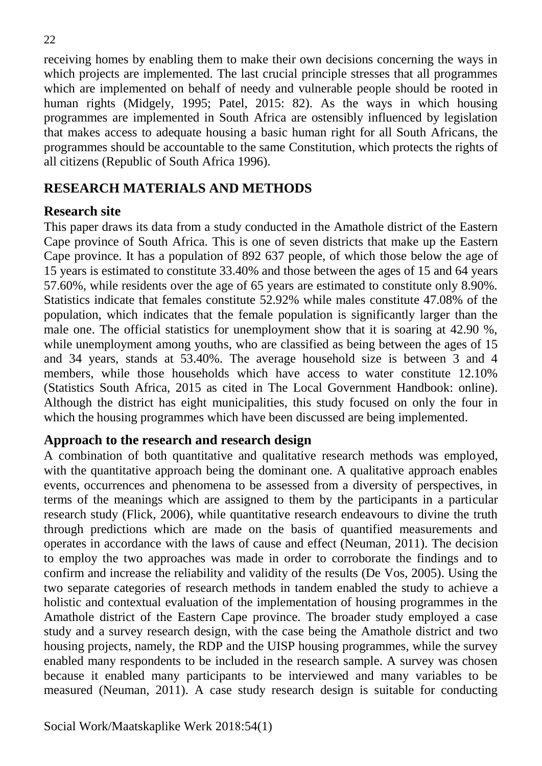receiving homes by enabling them to make their own decisions concerning the ways in which projects are implemented. The last crucial principle stresses that all programmes which are implemented on behalf of needy and vulnerable people should be rooted in human rights (Midgely, 1995; Patel, 2015: 82). As the ways in which housing programmes are implemented in South Africa are ostensibly influenced by legislation that makes access to adequate housing a basic human right for all South Africans, the programmes should be accountable to the same Constitution, which protects the rights of all citizens (Republic of South Africa 1996).

## RESEARCH MATERIALS AND METHODS

### Research site

This paper draws its data from a study conducted in the Amathole district of the Eastern Cape province of South Africa. This is one of seven districts that make up the Eastern Cape province. It has a population of 892 637 people, of which those below the age of 15 years is estimated to constitute 33.40% and those between the ages of 15 and 64 years 57.60%, while residents over the age of 65 years are estimated to constitute only 8.90%. Statistics indicate that females constitute 52.92% while males constitute 47.08% of the population, which indicates that the female population is significantly larger than the male one. The official statistics for unemployment show that it is soaring at 42.90 %, while unemployment among youths, who are classified as being between the ages of 15 and 34 years, stands at 53.40%. The average household size is between 3 and 4 members, while those households which have access to water constitute 12.10% (Statistics South Africa, 2015 as cited in The Local Government Handbook: online). Although the district has eight municipalities, this study focused on only the four in which the housing programmes which have been discussed are being implemented.

### Approach to the research and research design

A combination of both quantitative and qualitative research methods was employed, with the quantitative approach being the dominant one. A qualitative approach enables events, occurrences and phenomena to be assessed from a diversity of perspectives, in terms of the meanings which are assigned to them by the participants in a particular research study (Flick, 2006), while quantitative research endeavours to divine the truth through predictions which are made on the basis of quantified measurements and operates in accordance with the laws of cause and effect (Neuman, 2011). The decision to employ the two approaches was made in order to corroborate the findings and to confirm and increase the reliability and validity of the results (De Vos, 2005). Using the two separate categories of research methods in tandem enabled the study to achieve a holistic and contextual evaluation of the implementation of housing programmes in the Amathole district of the Eastern Cape province. The broader study employed a case study and a survey research design, with the case being the Amathole district and two housing projects, namely, the RDP and the UISP housing programmes, while the survey enabled many respondents to be included in the research sample. A survey was chosen because it enabled many participants to be interviewed and many variables to be measured (Neuman, 2011). A case study research design is suitable for conducting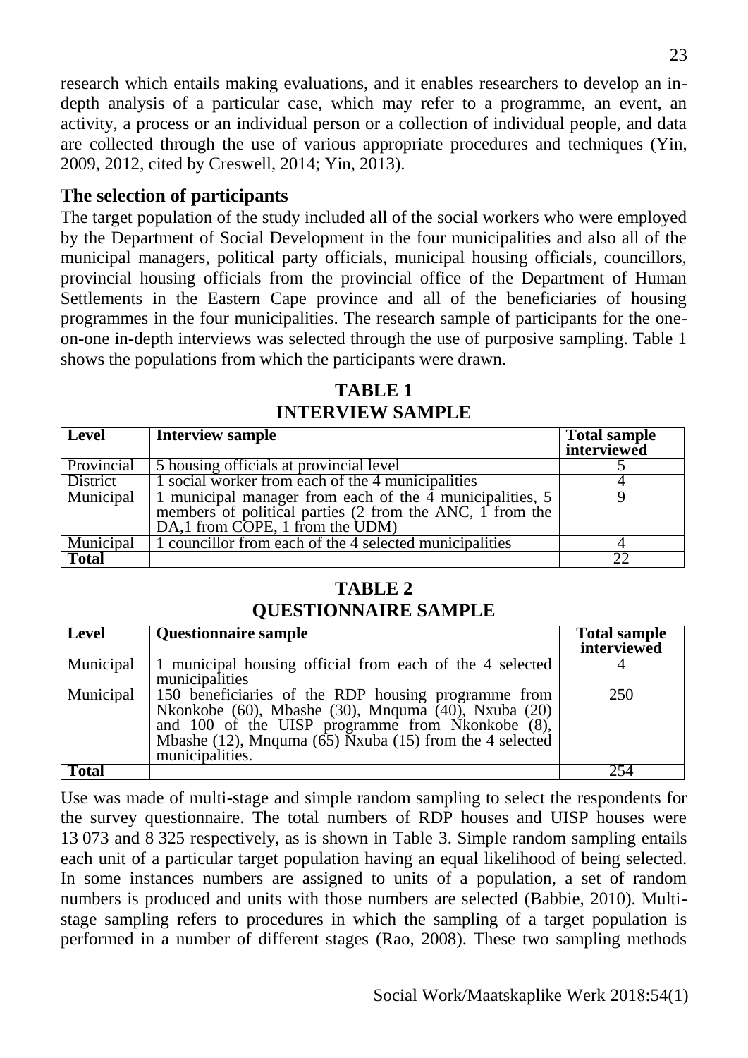research which entails making evaluations, and it enables researchers to develop an in-depth analysis of a particular case, which may refer to a programme, an event, an activity, a process or an individual person or a collection of individual people, and data are collected through the use of various appropriate procedures and techniques (Yin, 2009, 2012, cited by Creswell, 2014; Yin, 2013).

## The selection of participants

The target population of the study included all of the social workers who were employed by the Department of Social Development in the four municipalities and also all of the municipal managers, political party officials, municipal housing officials, councillors, provincial housing officials from the provincial office of the Department of Human Settlements in the Eastern Cape province and all of the beneficiaries of housing programmes in the four municipalities. The research sample of participants for the one-on-one in-depth interviews was selected through the use of purposive sampling. Table 1 shows the populations from which the participants were drawn.

**TABLE 1**
**INTERVIEW SAMPLE**

| Level | Interview sample | Total sample interviewed |
|---|---|---|
| Provincial | 5 housing officials at provincial level | 5 |
| District | 1 social worker from each of the 4 municipalities | 4 |
| Municipal | 1 municipal manager from each of the 4 municipalities, 5 members of political parties (2 from the ANC, 1 from the DA,1 from COPE, 1 from the UDM) | 9 |
| Municipal | 1 councillor from each of the 4 selected municipalities | 4 |
| **Total** | | 22 |

**TABLE 2**
**QUESTIONNAIRE SAMPLE**

| Level | Questionnaire sample | Total sample interviewed |
|---|---|---|
| Municipal | 1 municipal housing official from each of the 4 selected municipalities | 4 |
| Municipal | 150 beneficiaries of the RDP housing programme from Nkonkobe (60), Mbashe (30), Mnquma (40), Nxuba (20) and 100 of the UISP programme from Nkonkobe (8), Mbashe (12), Mnquma (65) Nxuba (15) from the 4 selected municipalities. | 250 |
| **Total** | | 254 |

Use was made of multi-stage and simple random sampling to select the respondents for the survey questionnaire. The total numbers of RDP houses and UISP houses were 13 073 and 8 325 respectively, as is shown in Table 3. Simple random sampling entails each unit of a particular target population having an equal likelihood of being selected. In some instances numbers are assigned to units of a population, a set of random numbers is produced and units with those numbers are selected (Babbie, 2010). Multi-stage sampling refers to procedures in which the sampling of a target population is performed in a number of different stages (Rao, 2008). These two sampling methods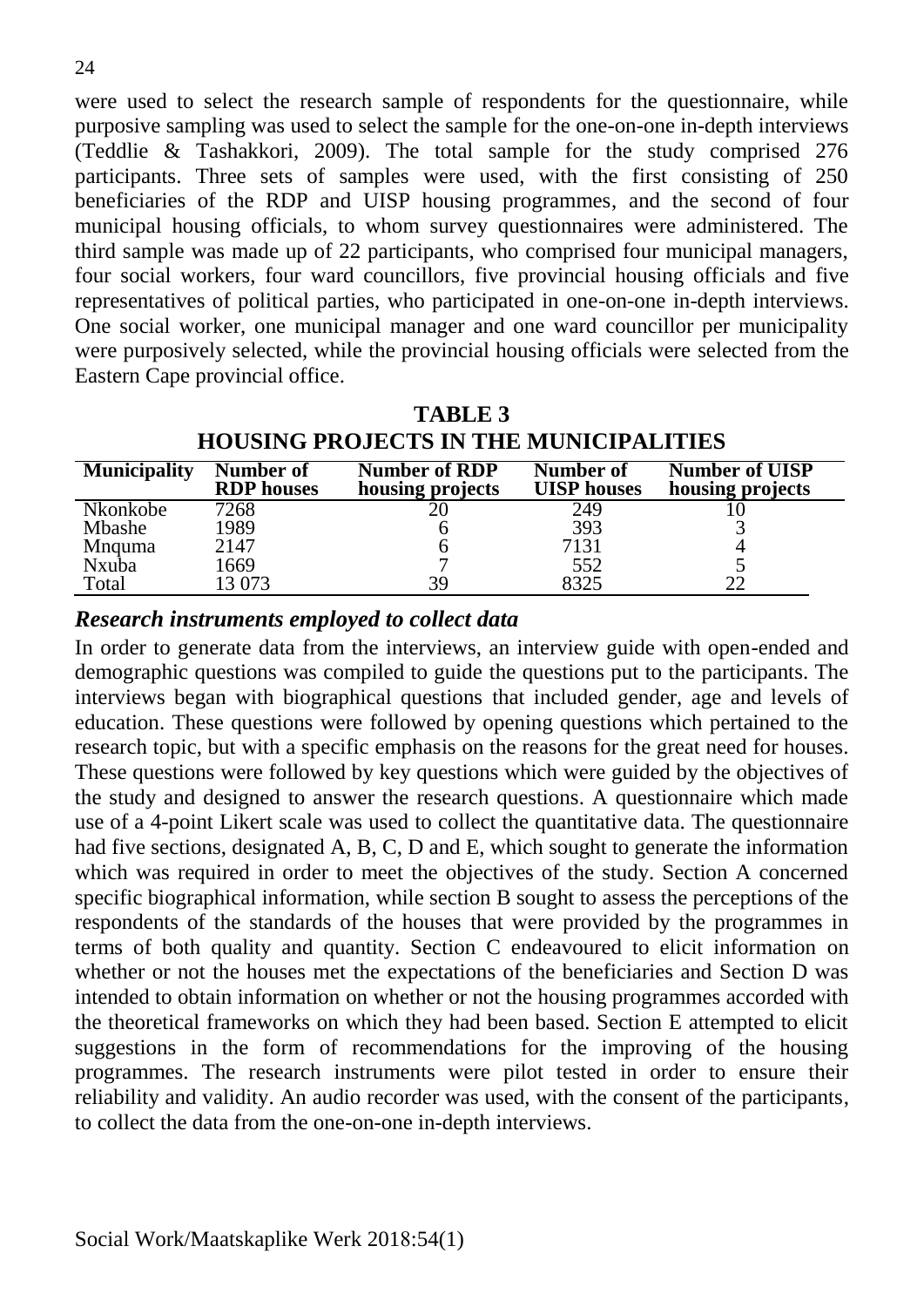were used to select the research sample of respondents for the questionnaire, while purposive sampling was used to select the sample for the one-on-one in-depth interviews (Teddlie & Tashakkori, 2009). The total sample for the study comprised 276 participants. Three sets of samples were used, with the first consisting of 250 beneficiaries of the RDP and UISP housing programmes, and the second of four municipal housing officials, to whom survey questionnaires were administered. The third sample was made up of 22 participants, who comprised four municipal managers, four social workers, four ward councillors, five provincial housing officials and five representatives of political parties, who participated in one-on-one in-depth interviews. One social worker, one municipal manager and one ward councillor per municipality were purposively selected, while the provincial housing officials were selected from the Eastern Cape provincial office.

**TABLE 3**
**HOUSING PROJECTS IN THE MUNICIPALITIES**

| Municipality | Number of RDP houses | Number of RDP housing projects | Number of UISP houses | Number of UISP housing projects |
|---|---|---|---|---|
| Nkonkobe | 7268 | 20 | 249 | 10 |
| Mbashe | 1989 | 6 | 393 | 3 |
| Mnquma | 2147 | 6 | 7131 | 4 |
| Nxuba | 1669 | 7 | 552 | 5 |
| Total | 13 073 | 39 | 8325 | 22 |

### *Research instruments employed to collect data*

In order to generate data from the interviews, an interview guide with open-ended and demographic questions was compiled to guide the questions put to the participants. The interviews began with biographical questions that included gender, age and levels of education. These questions were followed by opening questions which pertained to the research topic, but with a specific emphasis on the reasons for the great need for houses. These questions were followed by key questions which were guided by the objectives of the study and designed to answer the research questions. A questionnaire which made use of a 4-point Likert scale was used to collect the quantitative data. The questionnaire had five sections, designated A, B, C, D and E, which sought to generate the information which was required in order to meet the objectives of the study. Section A concerned specific biographical information, while section B sought to assess the perceptions of the respondents of the standards of the houses that were provided by the programmes in terms of both quality and quantity. Section C endeavoured to elicit information on whether or not the houses met the expectations of the beneficiaries and Section D was intended to obtain information on whether or not the housing programmes accorded with the theoretical frameworks on which they had been based. Section E attempted to elicit suggestions in the form of recommendations for the improving of the housing programmes. The research instruments were pilot tested in order to ensure their reliability and validity. An audio recorder was used, with the consent of the participants, to collect the data from the one-on-one in-depth interviews.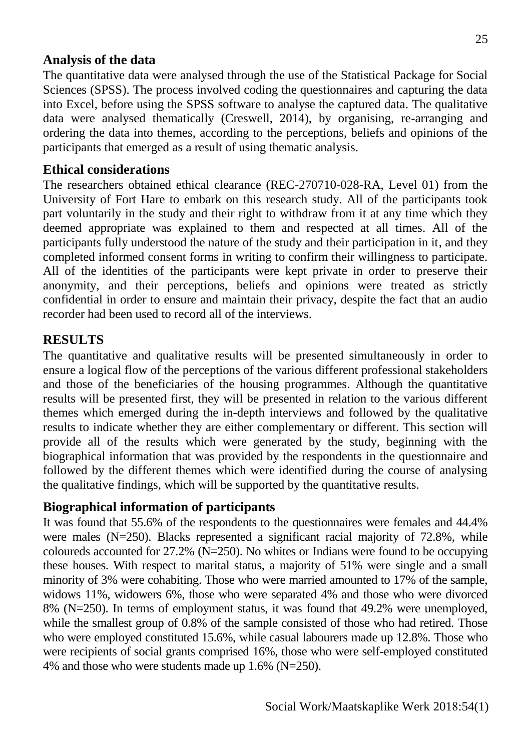## Analysis of the data

The quantitative data were analysed through the use of the Statistical Package for Social Sciences (SPSS). The process involved coding the questionnaires and capturing the data into Excel, before using the SPSS software to analyse the captured data. The qualitative data were analysed thematically (Creswell, 2014), by organising, re-arranging and ordering the data into themes, according to the perceptions, beliefs and opinions of the participants that emerged as a result of using thematic analysis.

## Ethical considerations

The researchers obtained ethical clearance (REC-270710-028-RA, Level 01) from the University of Fort Hare to embark on this research study. All of the participants took part voluntarily in the study and their right to withdraw from it at any time which they deemed appropriate was explained to them and respected at all times. All of the participants fully understood the nature of the study and their participation in it, and they completed informed consent forms in writing to confirm their willingness to participate. All of the identities of the participants were kept private in order to preserve their anonymity, and their perceptions, beliefs and opinions were treated as strictly confidential in order to ensure and maintain their privacy, despite the fact that an audio recorder had been used to record all of the interviews.

# RESULTS

The quantitative and qualitative results will be presented simultaneously in order to ensure a logical flow of the perceptions of the various different professional stakeholders and those of the beneficiaries of the housing programmes. Although the quantitative results will be presented first, they will be presented in relation to the various different themes which emerged during the in-depth interviews and followed by the qualitative results to indicate whether they are either complementary or different. This section will provide all of the results which were generated by the study, beginning with the biographical information that was provided by the respondents in the questionnaire and followed by the different themes which were identified during the course of analysing the qualitative findings, which will be supported by the quantitative results.

## Biographical information of participants

It was found that 55.6% of the respondents to the questionnaires were females and 44.4% were males (N=250). Blacks represented a significant racial majority of 72.8%, while coloureds accounted for 27.2% (N=250). No whites or Indians were found to be occupying these houses. With respect to marital status, a majority of 51% were single and a small minority of 3% were cohabiting. Those who were married amounted to 17% of the sample, widows 11%, widowers 6%, those who were separated 4% and those who were divorced 8% (N=250). In terms of employment status, it was found that 49.2% were unemployed, while the smallest group of 0.8% of the sample consisted of those who had retired. Those who were employed constituted 15.6%, while casual labourers made up 12.8%. Those who were recipients of social grants comprised 16%, those who were self-employed constituted 4% and those who were students made up 1.6% (N=250).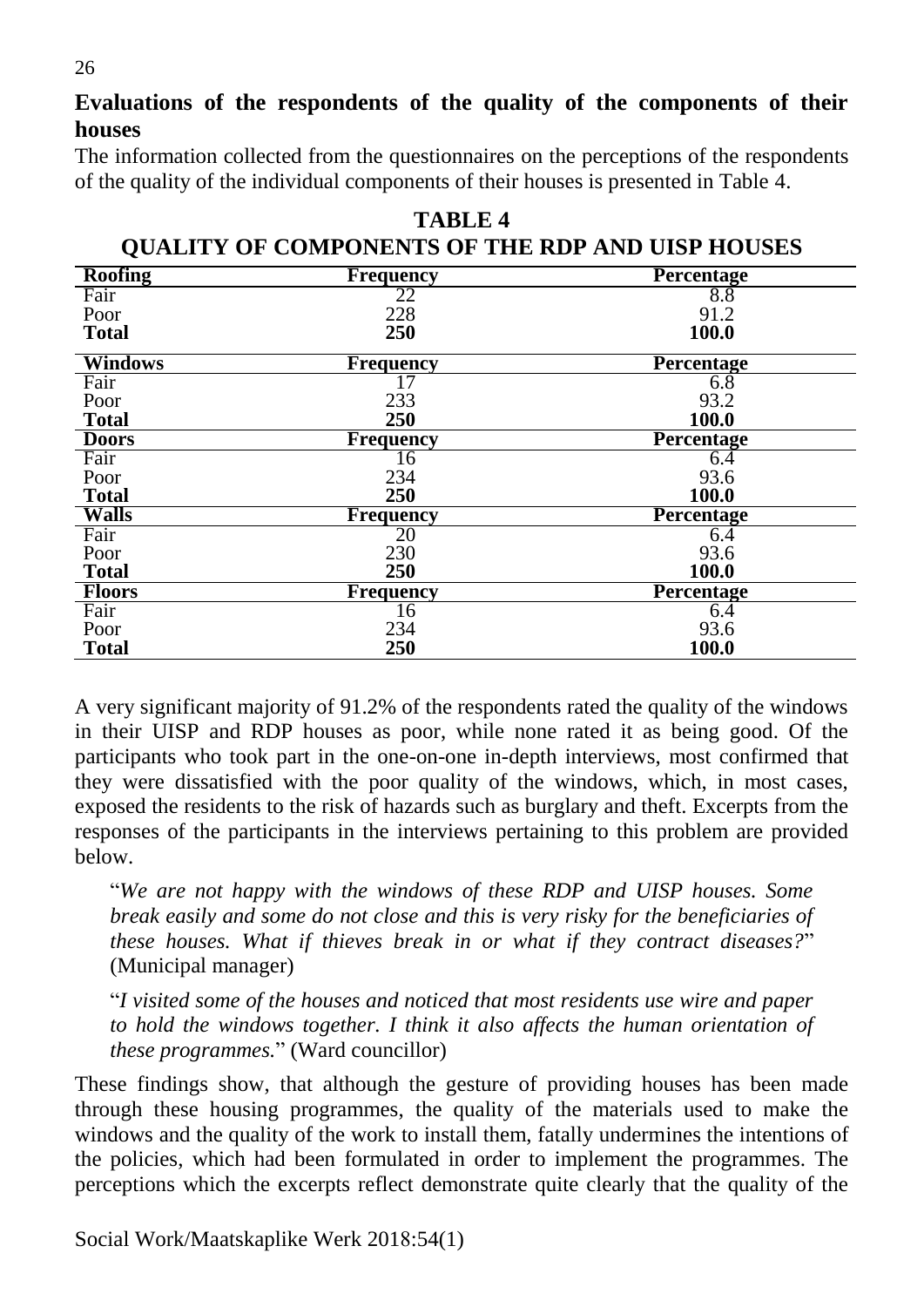## Evaluations of the respondents of the quality of the components of their houses

The information collected from the questionnaires on the perceptions of the respondents of the quality of the individual components of their houses is presented in Table 4.

**TABLE 4**

**QUALITY OF COMPONENTS OF THE RDP AND UISP HOUSES**

| Roofing | Frequency | Percentage |
|---|---|---|
| Fair | 22 | 8.8 |
| Poor | 228 | 91.2 |
| **Total** | **250** | **100.0** |
| **Windows** | **Frequency** | **Percentage** |
| Fair | 17 | 6.8 |
| Poor | 233 | 93.2 |
| **Total** | **250** | **100.0** |
| **Doors** | **Frequency** | **Percentage** |
| Fair | 16 | 6.4 |
| Poor | 234 | 93.6 |
| **Total** | **250** | **100.0** |
| **Walls** | **Frequency** | **Percentage** |
| Fair | 20 | 6.4 |
| Poor | 230 | 93.6 |
| **Total** | **250** | **100.0** |
| **Floors** | **Frequency** | **Percentage** |
| Fair | 16 | 6.4 |
| Poor | 234 | 93.6 |
| **Total** | **250** | **100.0** |

A very significant majority of 91.2% of the respondents rated the quality of the windows in their UISP and RDP houses as poor, while none rated it as being good. Of the participants who took part in the one-on-one in-depth interviews, most confirmed that they were dissatisfied with the poor quality of the windows, which, in most cases, exposed the residents to the risk of hazards such as burglary and theft. Excerpts from the responses of the participants in the interviews pertaining to this problem are provided below.

> "*We are not happy with the windows of these RDP and UISP houses. Some break easily and some do not close and this is very risky for the beneficiaries of these houses. What if thieves break in or what if they contract diseases?*" (Municipal manager)

> "*I visited some of the houses and noticed that most residents use wire and paper to hold the windows together. I think it also affects the human orientation of these programmes.*" (Ward councillor)

These findings show, that although the gesture of providing houses has been made through these housing programmes, the quality of the materials used to make the windows and the quality of the work to install them, fatally undermines the intentions of the policies, which had been formulated in order to implement the programmes. The perceptions which the excerpts reflect demonstrate quite clearly that the quality of the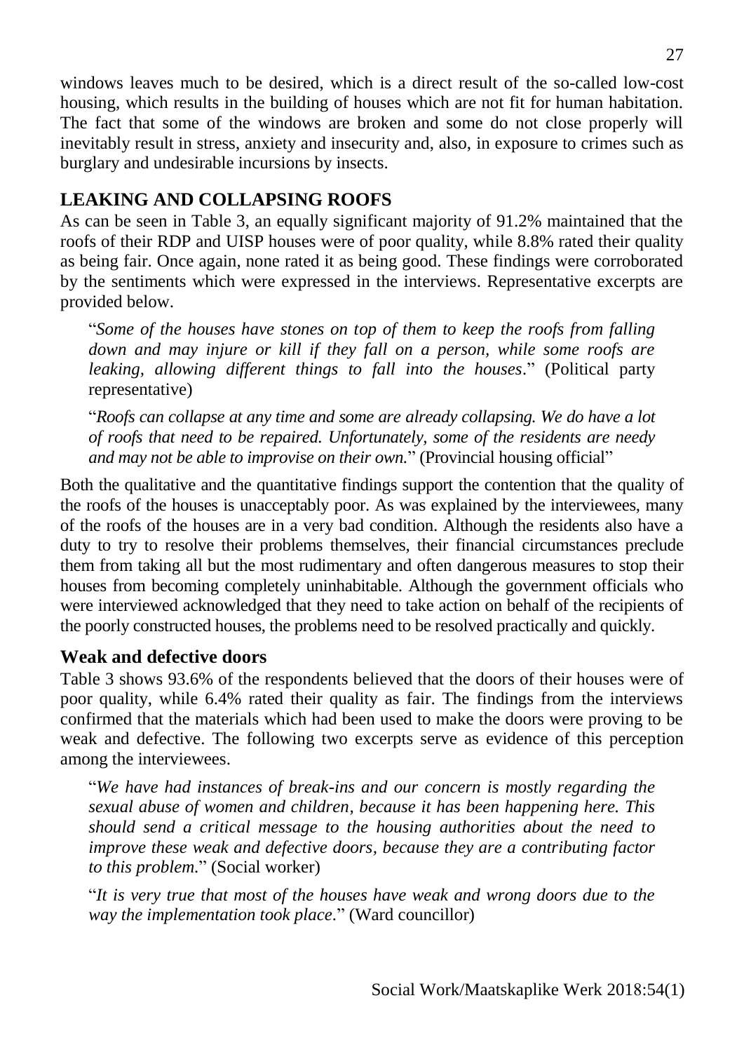windows leaves much to be desired, which is a direct result of the so-called low-cost housing, which results in the building of houses which are not fit for human habitation. The fact that some of the windows are broken and some do not close properly will inevitably result in stress, anxiety and insecurity and, also, in exposure to crimes such as burglary and undesirable incursions by insects.

## LEAKING AND COLLAPSING ROOFS

As can be seen in Table 3, an equally significant majority of 91.2% maintained that the roofs of their RDP and UISP houses were of poor quality, while 8.8% rated their quality as being fair. Once again, none rated it as being good. These findings were corroborated by the sentiments which were expressed in the interviews. Representative excerpts are provided below.

> "*Some of the houses have stones on top of them to keep the roofs from falling down and may injure or kill if they fall on a person, while some roofs are leaking, allowing different things to fall into the houses*." (Political party representative)

> "*Roofs can collapse at any time and some are already collapsing. We do have a lot of roofs that need to be repaired. Unfortunately, some of the residents are needy and may not be able to improvise on their own.*" (Provincial housing official"

Both the qualitative and the quantitative findings support the contention that the quality of the roofs of the houses is unacceptably poor. As was explained by the interviewees, many of the roofs of the houses are in a very bad condition. Although the residents also have a duty to try to resolve their problems themselves, their financial circumstances preclude them from taking all but the most rudimentary and often dangerous measures to stop their houses from becoming completely uninhabitable. Although the government officials who were interviewed acknowledged that they need to take action on behalf of the recipients of the poorly constructed houses, the problems need to be resolved practically and quickly.

### Weak and defective doors

Table 3 shows 93.6% of the respondents believed that the doors of their houses were of poor quality, while 6.4% rated their quality as fair. The findings from the interviews confirmed that the materials which had been used to make the doors were proving to be weak and defective. The following two excerpts serve as evidence of this perception among the interviewees.

> "*We have had instances of break-ins and our concern is mostly regarding the sexual abuse of women and children, because it has been happening here. This should send a critical message to the housing authorities about the need to improve these weak and defective doors, because they are a contributing factor to this problem.*" (Social worker)

> "*It is very true that most of the houses have weak and wrong doors due to the way the implementation took place*." (Ward councillor)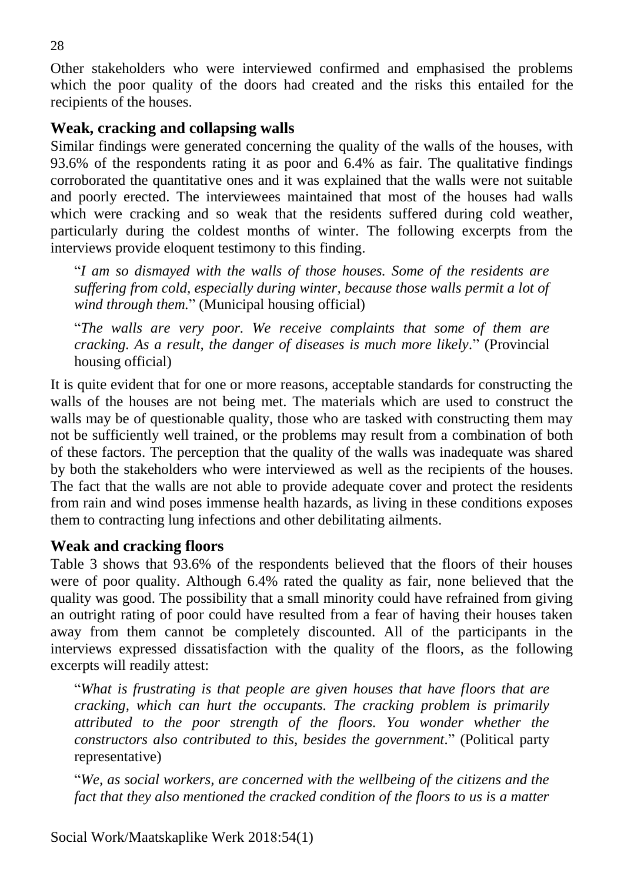Other stakeholders who were interviewed confirmed and emphasised the problems which the poor quality of the doors had created and the risks this entailed for the recipients of the houses.

## Weak, cracking and collapsing walls

Similar findings were generated concerning the quality of the walls of the houses, with 93.6% of the respondents rating it as poor and 6.4% as fair. The qualitative findings corroborated the quantitative ones and it was explained that the walls were not suitable and poorly erected. The interviewees maintained that most of the houses had walls which were cracking and so weak that the residents suffered during cold weather, particularly during the coldest months of winter. The following excerpts from the interviews provide eloquent testimony to this finding.

> "*I am so dismayed with the walls of those houses. Some of the residents are suffering from cold, especially during winter, because those walls permit a lot of wind through them.*" (Municipal housing official)

> "*The walls are very poor. We receive complaints that some of them are cracking. As a result, the danger of diseases is much more likely*." (Provincial housing official)

It is quite evident that for one or more reasons, acceptable standards for constructing the walls of the houses are not being met. The materials which are used to construct the walls may be of questionable quality, those who are tasked with constructing them may not be sufficiently well trained, or the problems may result from a combination of both of these factors. The perception that the quality of the walls was inadequate was shared by both the stakeholders who were interviewed as well as the recipients of the houses. The fact that the walls are not able to provide adequate cover and protect the residents from rain and wind poses immense health hazards, as living in these conditions exposes them to contracting lung infections and other debilitating ailments.

## Weak and cracking floors

Table 3 shows that 93.6% of the respondents believed that the floors of their houses were of poor quality. Although 6.4% rated the quality as fair, none believed that the quality was good. The possibility that a small minority could have refrained from giving an outright rating of poor could have resulted from a fear of having their houses taken away from them cannot be completely discounted. All of the participants in the interviews expressed dissatisfaction with the quality of the floors, as the following excerpts will readily attest:

> "*What is frustrating is that people are given houses that have floors that are cracking, which can hurt the occupants. The cracking problem is primarily attributed to the poor strength of the floors. You wonder whether the constructors also contributed to this, besides the government*." (Political party representative)

> "*We, as social workers, are concerned with the wellbeing of the citizens and the fact that they also mentioned the cracked condition of the floors to us is a matter*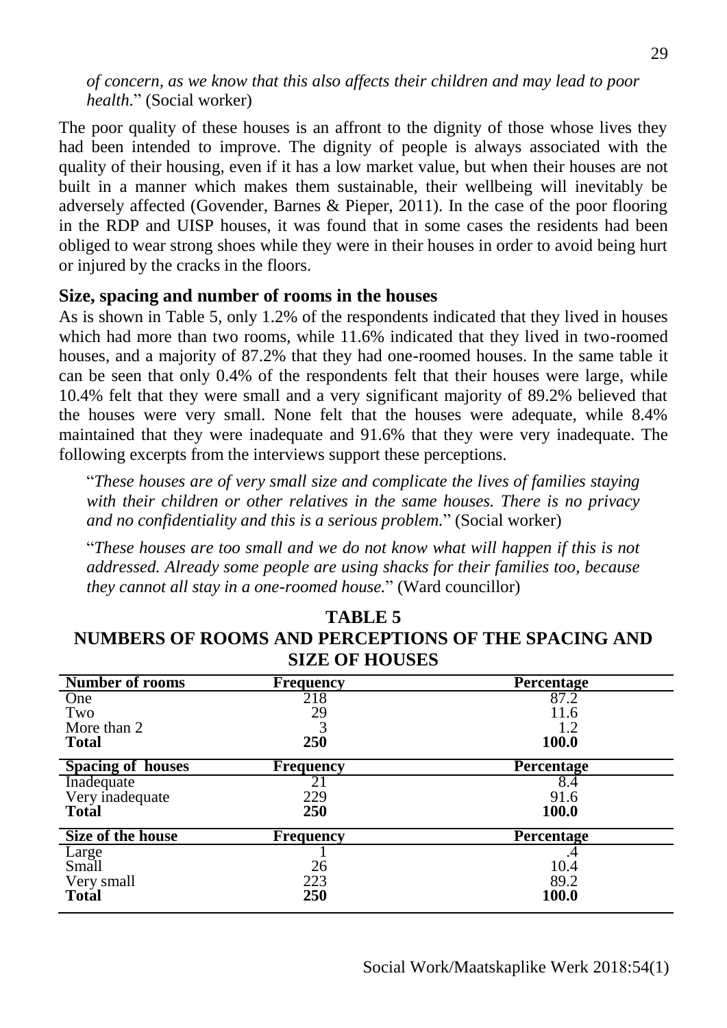*of concern, as we know that this also affects their children and may lead to poor health.*" (Social worker)

The poor quality of these houses is an affront to the dignity of those whose lives they had been intended to improve. The dignity of people is always associated with the quality of their housing, even if it has a low market value, but when their houses are not built in a manner which makes them sustainable, their wellbeing will inevitably be adversely affected (Govender, Barnes & Pieper, 2011). In the case of the poor flooring in the RDP and UISP houses, it was found that in some cases the residents had been obliged to wear strong shoes while they were in their houses in order to avoid being hurt or injured by the cracks in the floors.

### Size, spacing and number of rooms in the houses

As is shown in Table 5, only 1.2% of the respondents indicated that they lived in houses which had more than two rooms, while 11.6% indicated that they lived in two-roomed houses, and a majority of 87.2% that they had one-roomed houses. In the same table it can be seen that only 0.4% of the respondents felt that their houses were large, while 10.4% felt that they were small and a very significant majority of 89.2% believed that the houses were very small. None felt that the houses were adequate, while 8.4% maintained that they were inadequate and 91.6% that they were very inadequate. The following excerpts from the interviews support these perceptions.

> "*These houses are of very small size and complicate the lives of families staying with their children or other relatives in the same houses. There is no privacy and no confidentiality and this is a serious problem.*" (Social worker)

> "*These houses are too small and we do not know what will happen if this is not addressed. Already some people are using shacks for their families too, because they cannot all stay in a one-roomed house.*" (Ward councillor)

**TABLE 5**
**NUMBERS OF ROOMS AND PERCEPTIONS OF THE SPACING AND SIZE OF HOUSES**

| Number of rooms | Frequency | Percentage |
|---|---|---|
| One | 218 | 87.2 |
| Two | 29 | 11.6 |
| More than 2 | 3 | 1.2 |
| **Total** | **250** | **100.0** |
| **Spacing of houses** | **Frequency** | **Percentage** |
| Inadequate | 21 | 8.4 |
| Very inadequate | 229 | 91.6 |
| **Total** | **250** | **100.0** |
| **Size of the house** | **Frequency** | **Percentage** |
| Large | 1 | .4 |
| Small | 26 | 10.4 |
| Very small | 223 | 89.2 |
| **Total** | **250** | **100.0** |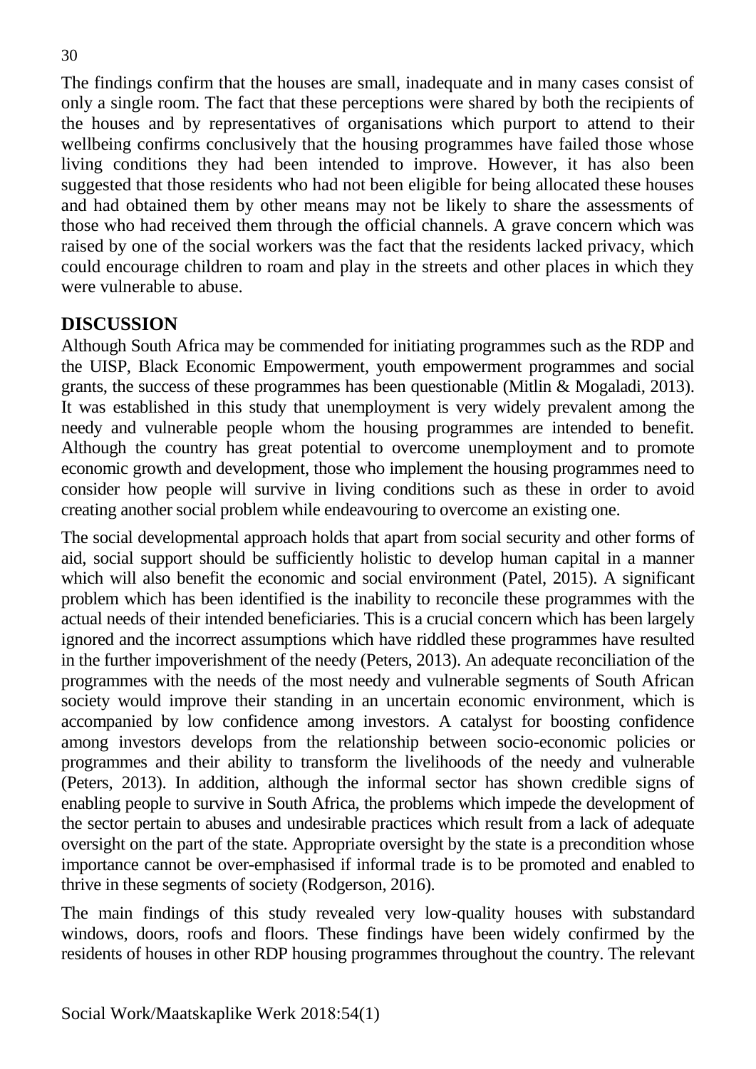The findings confirm that the houses are small, inadequate and in many cases consist of only a single room. The fact that these perceptions were shared by both the recipients of the houses and by representatives of organisations which purport to attend to their wellbeing confirms conclusively that the housing programmes have failed those whose living conditions they had been intended to improve. However, it has also been suggested that those residents who had not been eligible for being allocated these houses and had obtained them by other means may not be likely to share the assessments of those who had received them through the official channels. A grave concern which was raised by one of the social workers was the fact that the residents lacked privacy, which could encourage children to roam and play in the streets and other places in which they were vulnerable to abuse.

## DISCUSSION

Although South Africa may be commended for initiating programmes such as the RDP and the UISP, Black Economic Empowerment, youth empowerment programmes and social grants, the success of these programmes has been questionable (Mitlin & Mogaladi, 2013). It was established in this study that unemployment is very widely prevalent among the needy and vulnerable people whom the housing programmes are intended to benefit. Although the country has great potential to overcome unemployment and to promote economic growth and development, those who implement the housing programmes need to consider how people will survive in living conditions such as these in order to avoid creating another social problem while endeavouring to overcome an existing one.

The social developmental approach holds that apart from social security and other forms of aid, social support should be sufficiently holistic to develop human capital in a manner which will also benefit the economic and social environment (Patel, 2015). A significant problem which has been identified is the inability to reconcile these programmes with the actual needs of their intended beneficiaries. This is a crucial concern which has been largely ignored and the incorrect assumptions which have riddled these programmes have resulted in the further impoverishment of the needy (Peters, 2013). An adequate reconciliation of the programmes with the needs of the most needy and vulnerable segments of South African society would improve their standing in an uncertain economic environment, which is accompanied by low confidence among investors. A catalyst for boosting confidence among investors develops from the relationship between socio-economic policies or programmes and their ability to transform the livelihoods of the needy and vulnerable (Peters, 2013). In addition, although the informal sector has shown credible signs of enabling people to survive in South Africa, the problems which impede the development of the sector pertain to abuses and undesirable practices which result from a lack of adequate oversight on the part of the state. Appropriate oversight by the state is a precondition whose importance cannot be over-emphasised if informal trade is to be promoted and enabled to thrive in these segments of society (Rodgerson, 2016).

The main findings of this study revealed very low-quality houses with substandard windows, doors, roofs and floors. These findings have been widely confirmed by the residents of houses in other RDP housing programmes throughout the country. The relevant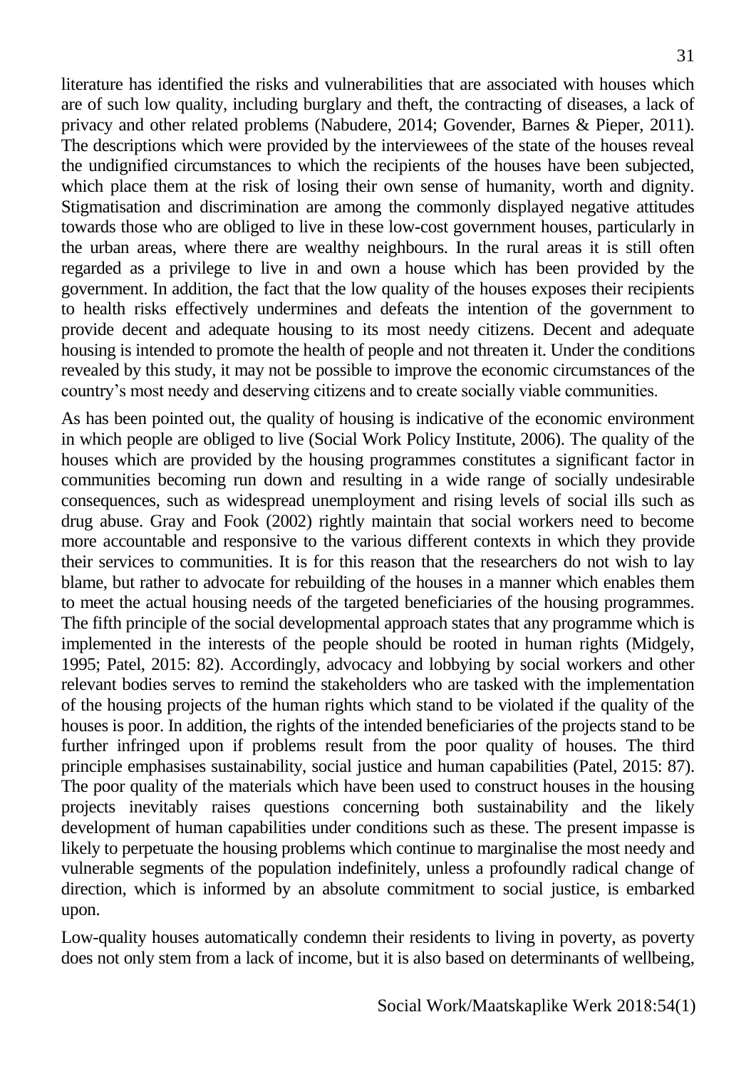literature has identified the risks and vulnerabilities that are associated with houses which are of such low quality, including burglary and theft, the contracting of diseases, a lack of privacy and other related problems (Nabudere, 2014; Govender, Barnes & Pieper, 2011). The descriptions which were provided by the interviewees of the state of the houses reveal the undignified circumstances to which the recipients of the houses have been subjected, which place them at the risk of losing their own sense of humanity, worth and dignity. Stigmatisation and discrimination are among the commonly displayed negative attitudes towards those who are obliged to live in these low-cost government houses, particularly in the urban areas, where there are wealthy neighbours. In the rural areas it is still often regarded as a privilege to live in and own a house which has been provided by the government. In addition, the fact that the low quality of the houses exposes their recipients to health risks effectively undermines and defeats the intention of the government to provide decent and adequate housing to its most needy citizens. Decent and adequate housing is intended to promote the health of people and not threaten it. Under the conditions revealed by this study, it may not be possible to improve the economic circumstances of the country's most needy and deserving citizens and to create socially viable communities.

As has been pointed out, the quality of housing is indicative of the economic environment in which people are obliged to live (Social Work Policy Institute, 2006). The quality of the houses which are provided by the housing programmes constitutes a significant factor in communities becoming run down and resulting in a wide range of socially undesirable consequences, such as widespread unemployment and rising levels of social ills such as drug abuse. Gray and Fook (2002) rightly maintain that social workers need to become more accountable and responsive to the various different contexts in which they provide their services to communities. It is for this reason that the researchers do not wish to lay blame, but rather to advocate for rebuilding of the houses in a manner which enables them to meet the actual housing needs of the targeted beneficiaries of the housing programmes. The fifth principle of the social developmental approach states that any programme which is implemented in the interests of the people should be rooted in human rights (Midgely, 1995; Patel, 2015: 82). Accordingly, advocacy and lobbying by social workers and other relevant bodies serves to remind the stakeholders who are tasked with the implementation of the housing projects of the human rights which stand to be violated if the quality of the houses is poor. In addition, the rights of the intended beneficiaries of the projects stand to be further infringed upon if problems result from the poor quality of houses. The third principle emphasises sustainability, social justice and human capabilities (Patel, 2015: 87). The poor quality of the materials which have been used to construct houses in the housing projects inevitably raises questions concerning both sustainability and the likely development of human capabilities under conditions such as these. The present impasse is likely to perpetuate the housing problems which continue to marginalise the most needy and vulnerable segments of the population indefinitely, unless a profoundly radical change of direction, which is informed by an absolute commitment to social justice, is embarked upon.

Low-quality houses automatically condemn their residents to living in poverty, as poverty does not only stem from a lack of income, but it is also based on determinants of wellbeing,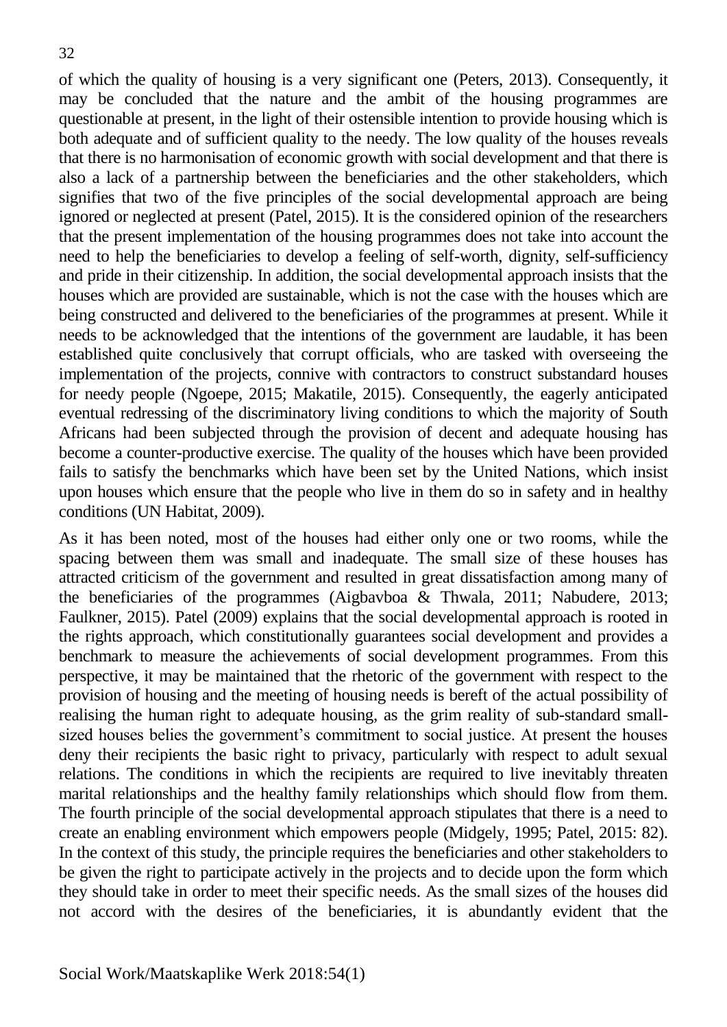of which the quality of housing is a very significant one (Peters, 2013). Consequently, it may be concluded that the nature and the ambit of the housing programmes are questionable at present, in the light of their ostensible intention to provide housing which is both adequate and of sufficient quality to the needy. The low quality of the houses reveals that there is no harmonisation of economic growth with social development and that there is also a lack of a partnership between the beneficiaries and the other stakeholders, which signifies that two of the five principles of the social developmental approach are being ignored or neglected at present (Patel, 2015). It is the considered opinion of the researchers that the present implementation of the housing programmes does not take into account the need to help the beneficiaries to develop a feeling of self-worth, dignity, self-sufficiency and pride in their citizenship. In addition, the social developmental approach insists that the houses which are provided are sustainable, which is not the case with the houses which are being constructed and delivered to the beneficiaries of the programmes at present. While it needs to be acknowledged that the intentions of the government are laudable, it has been established quite conclusively that corrupt officials, who are tasked with overseeing the implementation of the projects, connive with contractors to construct substandard houses for needy people (Ngoepe, 2015; Makatile, 2015). Consequently, the eagerly anticipated eventual redressing of the discriminatory living conditions to which the majority of South Africans had been subjected through the provision of decent and adequate housing has become a counter-productive exercise. The quality of the houses which have been provided fails to satisfy the benchmarks which have been set by the United Nations, which insist upon houses which ensure that the people who live in them do so in safety and in healthy conditions (UN Habitat, 2009).

As it has been noted, most of the houses had either only one or two rooms, while the spacing between them was small and inadequate. The small size of these houses has attracted criticism of the government and resulted in great dissatisfaction among many of the beneficiaries of the programmes (Aigbavboa & Thwala, 2011; Nabudere, 2013; Faulkner, 2015). Patel (2009) explains that the social developmental approach is rooted in the rights approach, which constitutionally guarantees social development and provides a benchmark to measure the achievements of social development programmes. From this perspective, it may be maintained that the rhetoric of the government with respect to the provision of housing and the meeting of housing needs is bereft of the actual possibility of realising the human right to adequate housing, as the grim reality of sub-standard small-sized houses belies the government's commitment to social justice. At present the houses deny their recipients the basic right to privacy, particularly with respect to adult sexual relations. The conditions in which the recipients are required to live inevitably threaten marital relationships and the healthy family relationships which should flow from them. The fourth principle of the social developmental approach stipulates that there is a need to create an enabling environment which empowers people (Midgely, 1995; Patel, 2015: 82). In the context of this study, the principle requires the beneficiaries and other stakeholders to be given the right to participate actively in the projects and to decide upon the form which they should take in order to meet their specific needs. As the small sizes of the houses did not accord with the desires of the beneficiaries, it is abundantly evident that the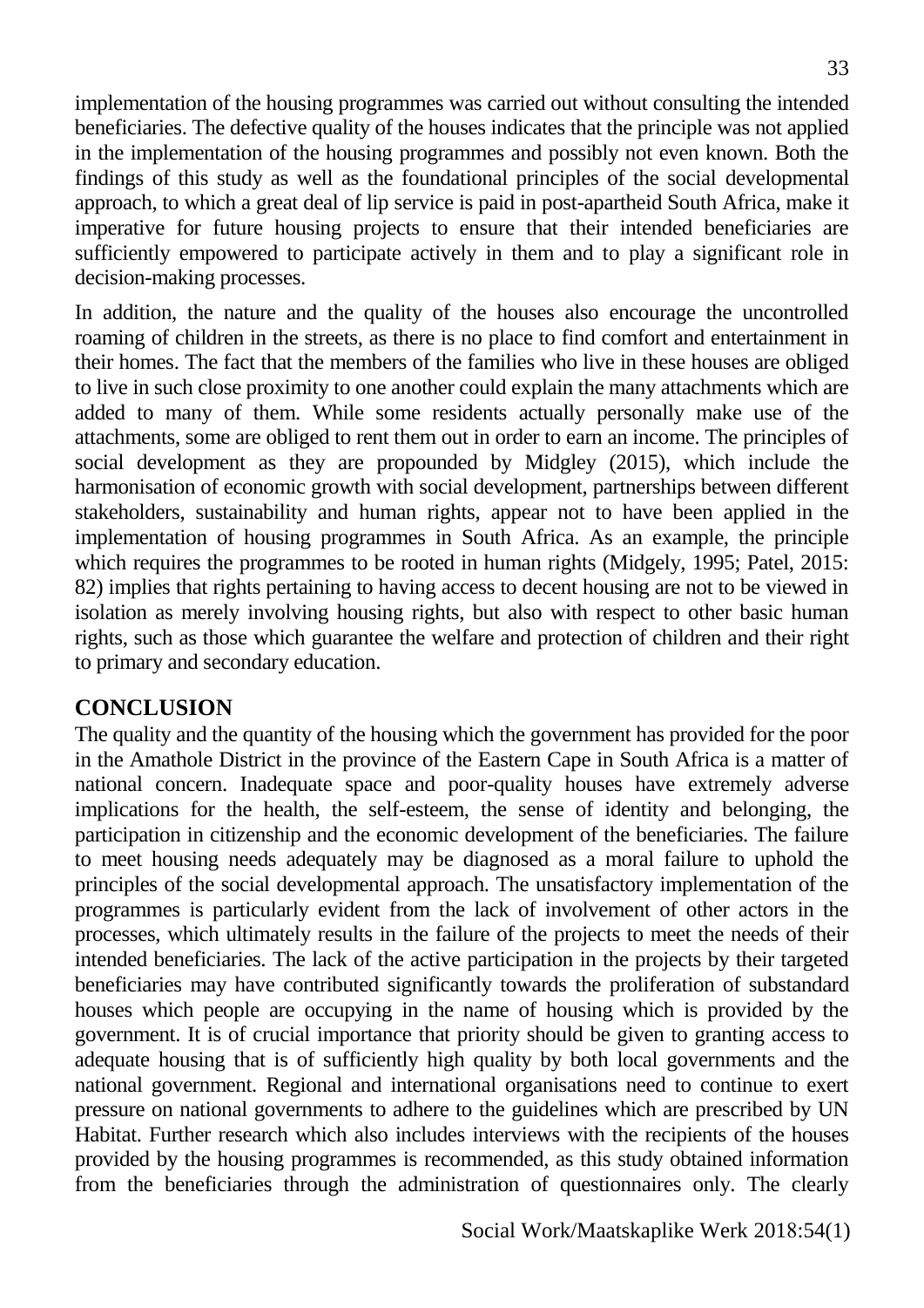implementation of the housing programmes was carried out without consulting the intended beneficiaries. The defective quality of the houses indicates that the principle was not applied in the implementation of the housing programmes and possibly not even known. Both the findings of this study as well as the foundational principles of the social developmental approach, to which a great deal of lip service is paid in post-apartheid South Africa, make it imperative for future housing projects to ensure that their intended beneficiaries are sufficiently empowered to participate actively in them and to play a significant role in decision-making processes.

In addition, the nature and the quality of the houses also encourage the uncontrolled roaming of children in the streets, as there is no place to find comfort and entertainment in their homes. The fact that the members of the families who live in these houses are obliged to live in such close proximity to one another could explain the many attachments which are added to many of them. While some residents actually personally make use of the attachments, some are obliged to rent them out in order to earn an income. The principles of social development as they are propounded by Midgley (2015), which include the harmonisation of economic growth with social development, partnerships between different stakeholders, sustainability and human rights, appear not to have been applied in the implementation of housing programmes in South Africa. As an example, the principle which requires the programmes to be rooted in human rights (Midgely, 1995; Patel, 2015: 82) implies that rights pertaining to having access to decent housing are not to be viewed in isolation as merely involving housing rights, but also with respect to other basic human rights, such as those which guarantee the welfare and protection of children and their right to primary and secondary education.

## CONCLUSION

The quality and the quantity of the housing which the government has provided for the poor in the Amathole District in the province of the Eastern Cape in South Africa is a matter of national concern. Inadequate space and poor-quality houses have extremely adverse implications for the health, the self-esteem, the sense of identity and belonging, the participation in citizenship and the economic development of the beneficiaries. The failure to meet housing needs adequately may be diagnosed as a moral failure to uphold the principles of the social developmental approach. The unsatisfactory implementation of the programmes is particularly evident from the lack of involvement of other actors in the processes, which ultimately results in the failure of the projects to meet the needs of their intended beneficiaries. The lack of the active participation in the projects by their targeted beneficiaries may have contributed significantly towards the proliferation of substandard houses which people are occupying in the name of housing which is provided by the government. It is of crucial importance that priority should be given to granting access to adequate housing that is of sufficiently high quality by both local governments and the national government. Regional and international organisations need to continue to exert pressure on national governments to adhere to the guidelines which are prescribed by UN Habitat. Further research which also includes interviews with the recipients of the houses provided by the housing programmes is recommended, as this study obtained information from the beneficiaries through the administration of questionnaires only. The clearly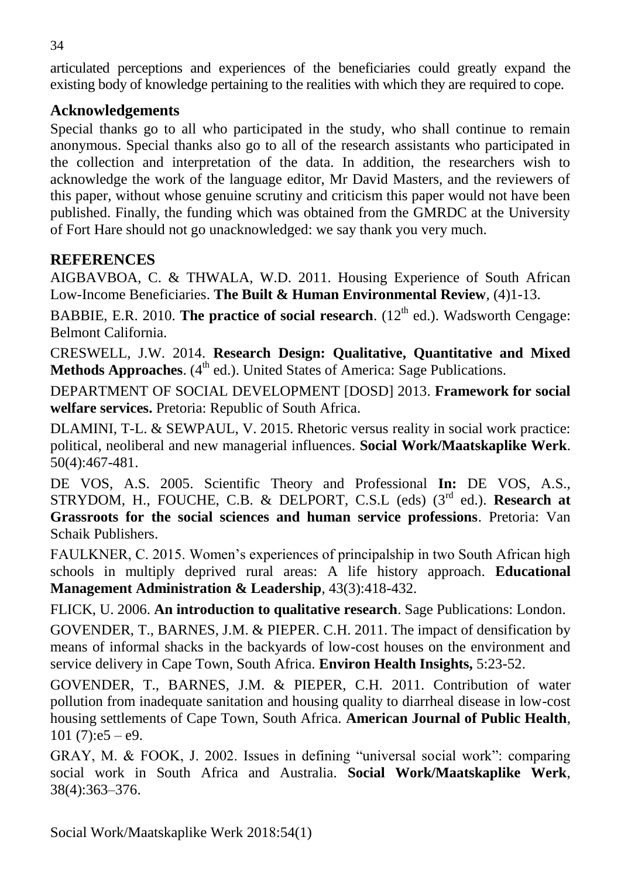articulated perceptions and experiences of the beneficiaries could greatly expand the existing body of knowledge pertaining to the realities with which they are required to cope.

## Acknowledgements

Special thanks go to all who participated in the study, who shall continue to remain anonymous. Special thanks also go to all of the research assistants who participated in the collection and interpretation of the data. In addition, the researchers wish to acknowledge the work of the language editor, Mr David Masters, and the reviewers of this paper, without whose genuine scrutiny and criticism this paper would not have been published. Finally, the funding which was obtained from the GMRDC at the University of Fort Hare should not go unacknowledged: we say thank you very much.

## REFERENCES

AIGBAVBOA, C. & THWALA, W.D. 2011. Housing Experience of South African Low-Income Beneficiaries. **The Built & Human Environmental Review**, (4)1-13.

BABBIE, E.R. 2010. **The practice of social research**. (12th ed.). Wadsworth Cengage: Belmont California.

CRESWELL, J.W. 2014. **Research Design: Qualitative, Quantitative and Mixed Methods Approaches**. (4th ed.). United States of America: Sage Publications.

DEPARTMENT OF SOCIAL DEVELOPMENT [DOSD] 2013. **Framework for social welfare services.** Pretoria: Republic of South Africa.

DLAMINI, T-L. & SEWPAUL, V. 2015. Rhetoric versus reality in social work practice: political, neoliberal and new managerial influences. **Social Work/Maatskaplike Werk**. 50(4):467-481.

DE VOS, A.S. 2005. Scientific Theory and Professional **In:** DE VOS, A.S., STRYDOM, H., FOUCHE, C.B. & DELPORT, C.S.L (eds) (3rd ed.). **Research at Grassroots for the social sciences and human service professions**. Pretoria: Van Schaik Publishers.

FAULKNER, C. 2015. Women's experiences of principalship in two South African high schools in multiply deprived rural areas: A life history approach. **Educational Management Administration & Leadership**, 43(3):418-432.

FLICK, U. 2006. **An introduction to qualitative research**. Sage Publications: London.

GOVENDER, T., BARNES, J.M. & PIEPER. C.H. 2011. The impact of densification by means of informal shacks in the backyards of low-cost houses on the environment and service delivery in Cape Town, South Africa. **Environ Health Insights,** 5:23-52.

GOVENDER, T., BARNES, J.M. & PIEPER, C.H. 2011. Contribution of water pollution from inadequate sanitation and housing quality to diarrheal disease in low-cost housing settlements of Cape Town, South Africa. **American Journal of Public Health**, 101 (7):e5 – e9.

GRAY, M. & FOOK, J. 2002. Issues in defining "universal social work": comparing social work in South Africa and Australia. **Social Work/Maatskaplike Werk**, 38(4):363–376.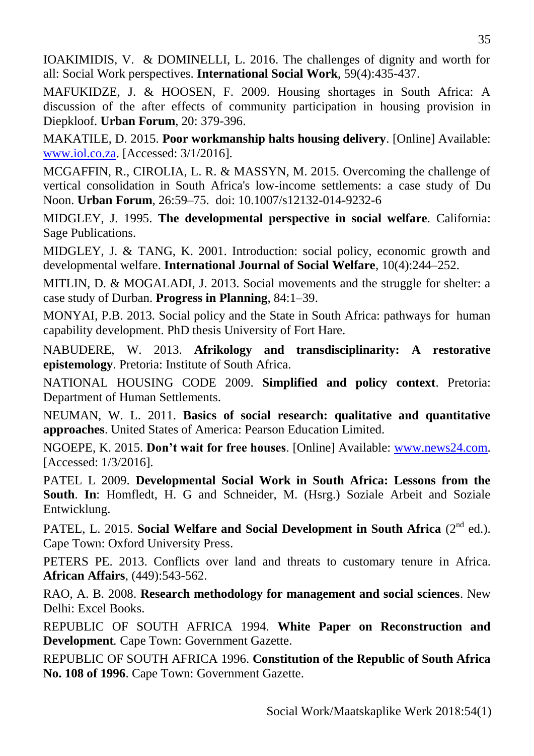IOAKIMIDIS, V. & DOMINELLI, L. 2016. The challenges of dignity and worth for all: Social Work perspectives. **International Social Work**, 59(4):435-437.

MAFUKIDZE, J. & HOOSEN, F. 2009. Housing shortages in South Africa: A discussion of the after effects of community participation in housing provision in Diepkloof. **Urban Forum**, 20: 379-396.

MAKATILE, D. 2015. **Poor workmanship halts housing delivery**. [Online] Available: www.iol.co.za. [Accessed: 3/1/2016].

MCGAFFIN, R., CIROLIA, L. R. & MASSYN, M. 2015. Overcoming the challenge of vertical consolidation in South Africa's low-income settlements: a case study of Du Noon. **Urban Forum**, 26:59–75. doi: 10.1007/s12132-014-9232-6

MIDGLEY, J. 1995. **The developmental perspective in social welfare**. California: Sage Publications.

MIDGLEY, J. & TANG, K. 2001. Introduction: social policy, economic growth and developmental welfare. **International Journal of Social Welfare**, 10(4):244–252.

MITLIN, D. & MOGALADI, J. 2013. Social movements and the struggle for shelter: a case study of Durban. **Progress in Planning**, 84:1–39.

MONYAI, P.B. 2013. Social policy and the State in South Africa: pathways for human capability development. PhD thesis University of Fort Hare.

NABUDERE, W. 2013. **Afrikology and transdisciplinarity: A restorative epistemology**. Pretoria: Institute of South Africa.

NATIONAL HOUSING CODE 2009. **Simplified and policy context**. Pretoria: Department of Human Settlements.

NEUMAN, W. L. 2011. **Basics of social research: qualitative and quantitative approaches**. United States of America: Pearson Education Limited.

NGOEPE, K. 2015. **Don't wait for free houses**. [Online] Available: www.news24.com. [Accessed: 1/3/2016].

PATEL L 2009. **Developmental Social Work in South Africa: Lessons from the South**. **In**: Homfledt, H. G and Schneider, M. (Hsrg.) Soziale Arbeit and Soziale Entwicklung.

PATEL, L. 2015. **Social Welfare and Social Development in South Africa** (2nd ed.). Cape Town: Oxford University Press.

PETERS PE. 2013. Conflicts over land and threats to customary tenure in Africa. **African Affairs**, (449):543-562.

RAO, A. B. 2008. **Research methodology for management and social sciences**. New Delhi: Excel Books.

REPUBLIC OF SOUTH AFRICA 1994. **White Paper on Reconstruction and Development**. Cape Town: Government Gazette.

REPUBLIC OF SOUTH AFRICA 1996. **Constitution of the Republic of South Africa No. 108 of 1996**. Cape Town: Government Gazette.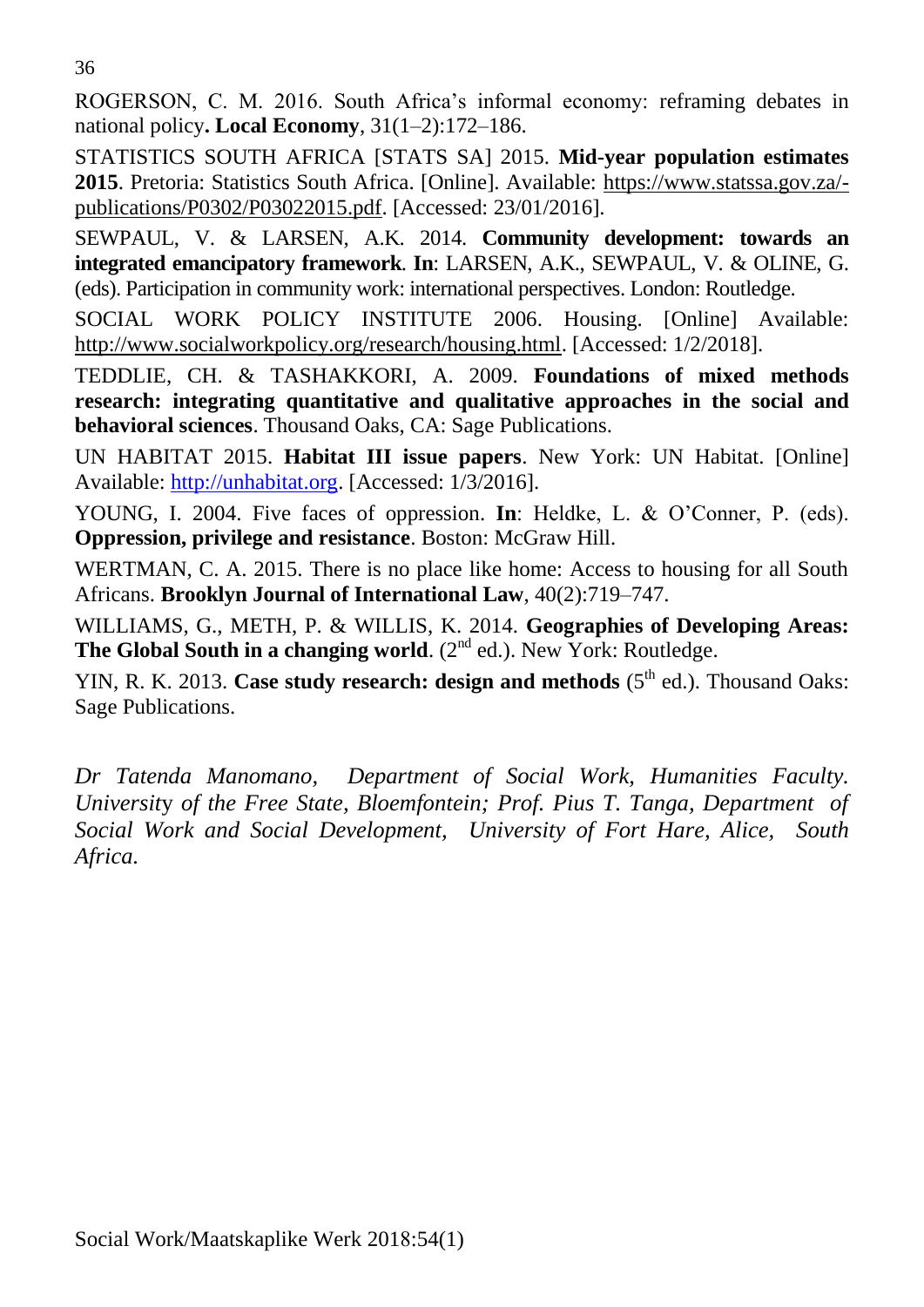ROGERSON, C. M. 2016. South Africa's informal economy: reframing debates in national policy**. Local Economy**, 31(1–2):172–186.

STATISTICS SOUTH AFRICA [STATS SA] 2015. **Mid-year population estimates 2015**. Pretoria: Statistics South Africa. [Online]. Available: https://www.statssa.gov.za/-publications/P0302/P03022015.pdf. [Accessed: 23/01/2016].

SEWPAUL, V. & LARSEN, A.K. 2014. **Community development: towards an integrated emancipatory framework**. **In**: LARSEN, A.K., SEWPAUL, V. & OLINE, G. (eds). Participation in community work: international perspectives. London: Routledge.

SOCIAL WORK POLICY INSTITUTE 2006. Housing. [Online] Available: http://www.socialworkpolicy.org/research/housing.html. [Accessed: 1/2/2018].

TEDDLIE, CH. & TASHAKKORI, A. 2009. **Foundations of mixed methods research: integrating quantitative and qualitative approaches in the social and behavioral sciences**. Thousand Oaks, CA: Sage Publications.

UN HABITAT 2015. **Habitat III issue papers**. New York: UN Habitat. [Online] Available: http://unhabitat.org. [Accessed: 1/3/2016].

YOUNG, I. 2004. Five faces of oppression. **In**: Heldke, L. & O'Conner, P. (eds). **Oppression, privilege and resistance**. Boston: McGraw Hill.

WERTMAN, C. A. 2015. There is no place like home: Access to housing for all South Africans. **Brooklyn Journal of International Law**, 40(2):719–747.

WILLIAMS, G., METH, P. & WILLIS, K. 2014. **Geographies of Developing Areas: The Global South in a changing world**. (2nd ed.). New York: Routledge.

YIN, R. K. 2013. **Case study research: design and methods** (5th ed.). Thousand Oaks: Sage Publications.

*Dr Tatenda Manomano, Department of Social Work, Humanities Faculty. University of the Free State, Bloemfontein; Prof. Pius T. Tanga, Department of Social Work and Social Development, University of Fort Hare, Alice, South Africa.*